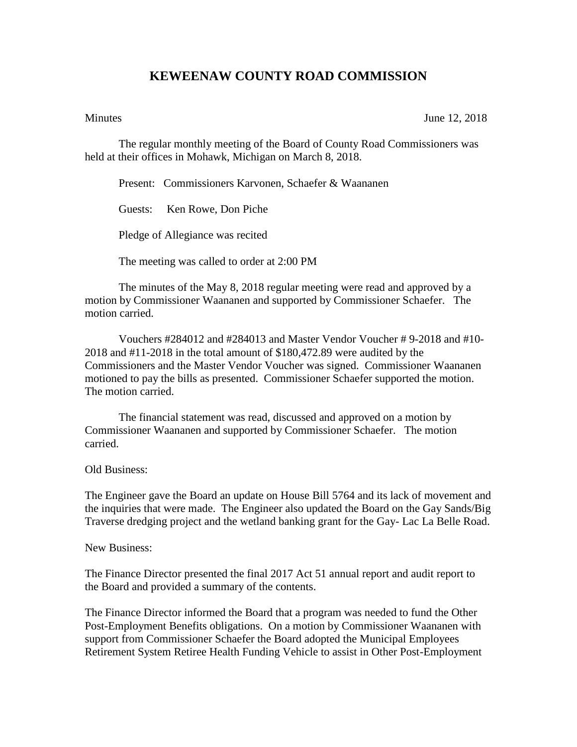# KEWEENAW COUNTY ROAD COMMISSION

Minutes June 12, 2018

The regular monthly meeting of the Board of County Road Commissioners was held at their offices in Mohawk, Michigan on March 8, 2018.

Present: Commissioners Karvonen, Schaefer & Waananen

Guests: Ken Rowe, Don Piche

Pledge of Allegiance was recited

The meeting was called to order at 2:00 PM

The minutes of the May 8, 2018 regular meeting were read and approved by a motion by Commissioner Waananen and supported by Commissioner Schaefer. The motion carried.

Vouchers #284012 and #284013 and Master Vendor Voucher # 9-2018 and #10-2018 and #11-2018 in the total amount of $180,472.89 were audited by the Commissioners and the Master Vendor Voucher was signed. Commissioner Waananen motioned to pay the bills as presented. Commissioner Schaefer supported the motion. The motion carried.

The financial statement was read, discussed and approved on a motion by Commissioner Waananen and supported by Commissioner Schaefer. The motion carried.

Old Business:

The Engineer gave the Board an update on House Bill 5764 and its lack of movement and the inquiries that were made. The Engineer also updated the Board on the Gay Sands/Big Traverse dredging project and the wetland banking grant for the Gay- Lac La Belle Road.

New Business:

The Finance Director presented the final 2017 Act 51 annual report and audit report to the Board and provided a summary of the contents.

The Finance Director informed the Board that a program was needed to fund the Other Post-Employment Benefits obligations. On a motion by Commissioner Waananen with support from Commissioner Schaefer the Board adopted the Municipal Employees Retirement System Retiree Health Funding Vehicle to assist in Other Post-Employment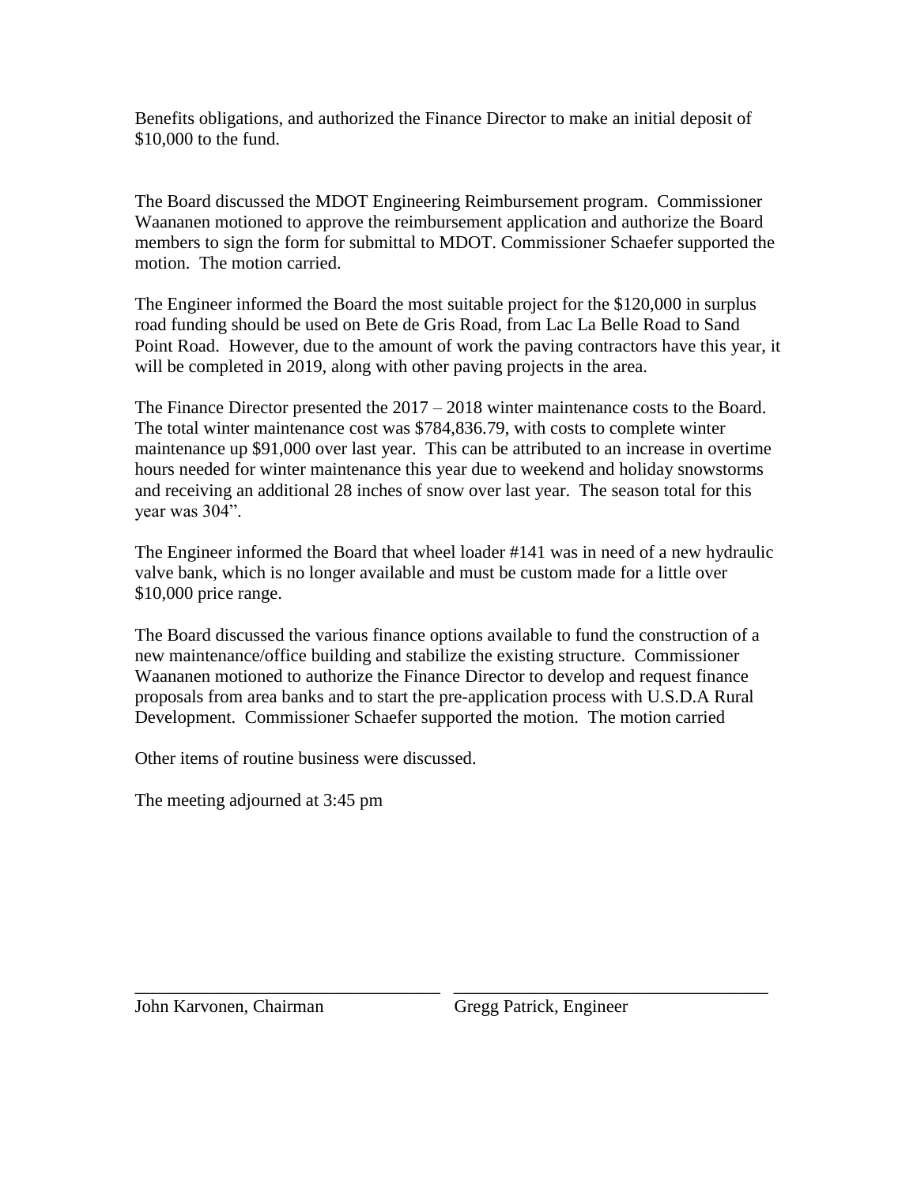Benefits obligations, and authorized the Finance Director to make an initial deposit of $10,000 to the fund.

The Board discussed the MDOT Engineering Reimbursement program. Commissioner Waananen motioned to approve the reimbursement application and authorize the Board members to sign the form for submittal to MDOT. Commissioner Schaefer supported the motion. The motion carried.

The Engineer informed the Board the most suitable project for the $120,000 in surplus road funding should be used on Bete de Gris Road, from Lac La Belle Road to Sand Point Road. However, due to the amount of work the paving contractors have this year, it will be completed in 2019, along with other paving projects in the area.

The Finance Director presented the 2017 – 2018 winter maintenance costs to the Board. The total winter maintenance cost was $784,836.79, with costs to complete winter maintenance up $91,000 over last year. This can be attributed to an increase in overtime hours needed for winter maintenance this year due to weekend and holiday snowstorms and receiving an additional 28 inches of snow over last year. The season total for this year was 304".

The Engineer informed the Board that wheel loader #141 was in need of a new hydraulic valve bank, which is no longer available and must be custom made for a little over $10,000 price range.

The Board discussed the various finance options available to fund the construction of a new maintenance/office building and stabilize the existing structure. Commissioner Waananen motioned to authorize the Finance Director to develop and request finance proposals from area banks and to start the pre-application process with U.S.D.A Rural Development. Commissioner Schaefer supported the motion. The motion carried

Other items of routine business were discussed.

The meeting adjourned at 3:45 pm

| | |
|---|---|
| ______________________________ | ______________________________ |
| John Karvonen, Chairman | Gregg Patrick, Engineer |